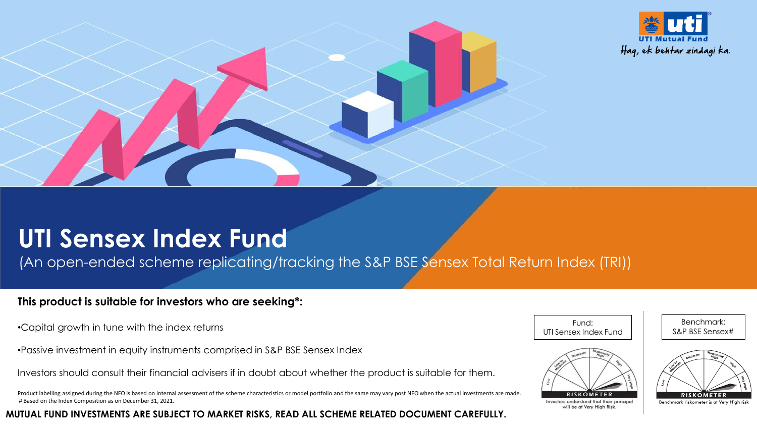UTI Mutual Fund

Haq, ek behtar zindagi ka.

# UTI Sensex Index Fund

(An open-ended scheme replicating/tracking the S&P BSE Sensex Total Return Index (TRI))

**This product is suitable for investors who are seeking*:**

- Capital growth in tune with the index returns
- Passive investment in equity instruments comprised in S&P BSE Sensex Index

Investors should consult their financial advisers if in doubt about whether the product is suitable for them.

Fund: UTI Sensex Index Fund

RISKOMETER

Investors understand that their principal will be at Very High Risk.

Benchmark: S&P BSE Sensex#

RISKOMETER

Benchmark riskometer is at Very High risk

Product labelling assigned during the NFO is based on internal assessment of the scheme characteristics or model portfolio and the same may vary post NFO when the actual investments are made.
# Based on the Index Composition as on December 31, 2021.

**MUTUAL FUND INVESTMENTS ARE SUBJECT TO MARKET RISKS, READ ALL SCHEME RELATED DOCUMENT CAREFULLY.**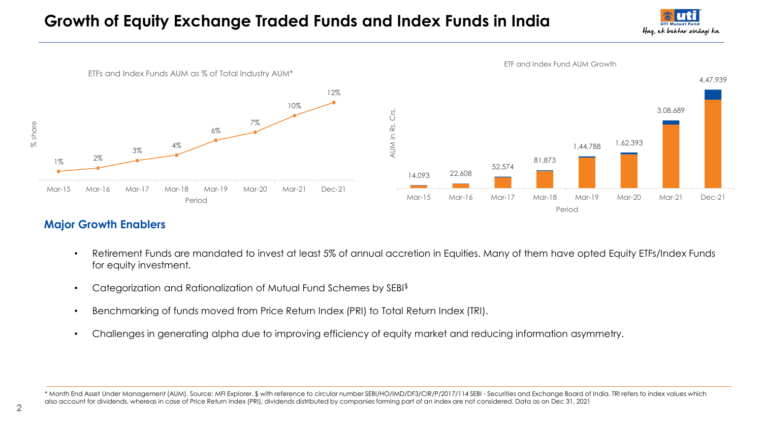# Growth of Equity Exchange Traded Funds and Index Funds in India

ETFs and Index Funds AUM as % of Total Industry AUM*

| Period | % share |
|---|---|
| Mar-15 | 1% |
| Mar-16 | 2% |
| Mar-17 | 3% |
| Mar-18 | 4% |
| Mar-19 | 6% |
| Mar-20 | 7% |
| Mar-21 | 10% |
| Dec-21 | 12% |

ETF and Index Fund AUM Growth

| Period | AUM in Rs. Crs. |
|---|---|
| Mar-15 | 14,093 |
| Mar-16 | 22,608 |
| Mar-17 | 52,574 |
| Mar-18 | 81,873 |
| Mar-19 | 1,44,788 |
| Mar-20 | 1,62,393 |
| Mar-21 | 3,08,689 |
| Dec-21 | 4,47,939 |

## Major Growth Enablers

- Retirement Funds are mandated to invest at least 5% of annual accretion in Equities. Many of them have opted Equity ETFs/Index Funds for equity investment.
- Categorization and Rationalization of Mutual Fund Schemes by SEBI$
- Benchmarking of funds moved from Price Return Index (PRI) to Total Return Index (TRI).
- Challenges in generating alpha due to improving efficiency of equity market and reducing information asymmetry.

* Month End Asset Under Management (AUM). Source: MFI Explorer. $ with reference to circular number SEBI/HO/IMD/DF3/CIR/P/2017/114 SEBI - Securities and Exchange Board of India. TRI refers to index values which also account for dividends, whereas in case of Price Return Index (PRI), dividends distributed by companies forming part of an index are not considered. Data as on Dec 31, 2021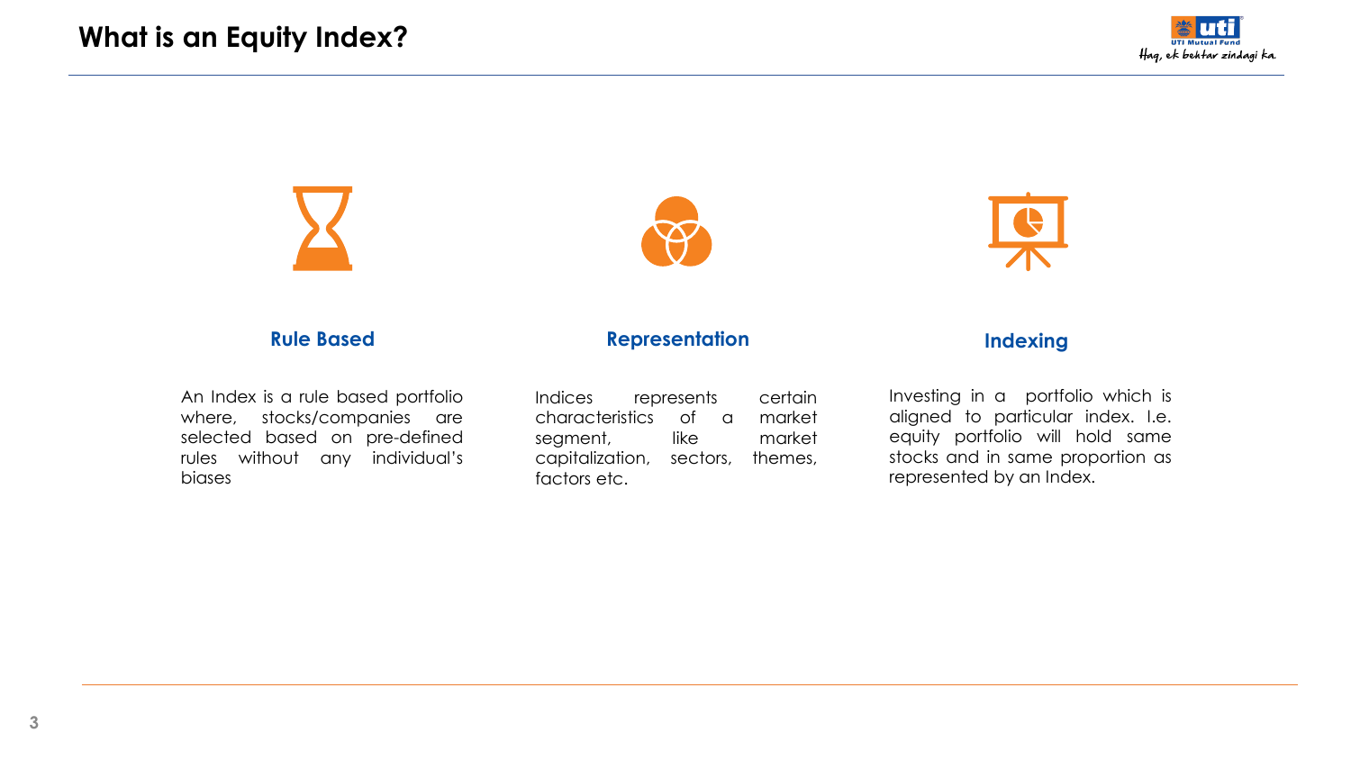# What is an Equity Index?

### Rule Based

An Index is a rule based portfolio where, stocks/companies are selected based on pre-defined rules without any individual's biases

### Representation

Indices represents certain characteristics of a market segment, like market capitalization, sectors, themes, factors etc.

### Indexing

Investing in a portfolio which is aligned to particular index. I.e. equity portfolio will hold same stocks and in same proportion as represented by an Index.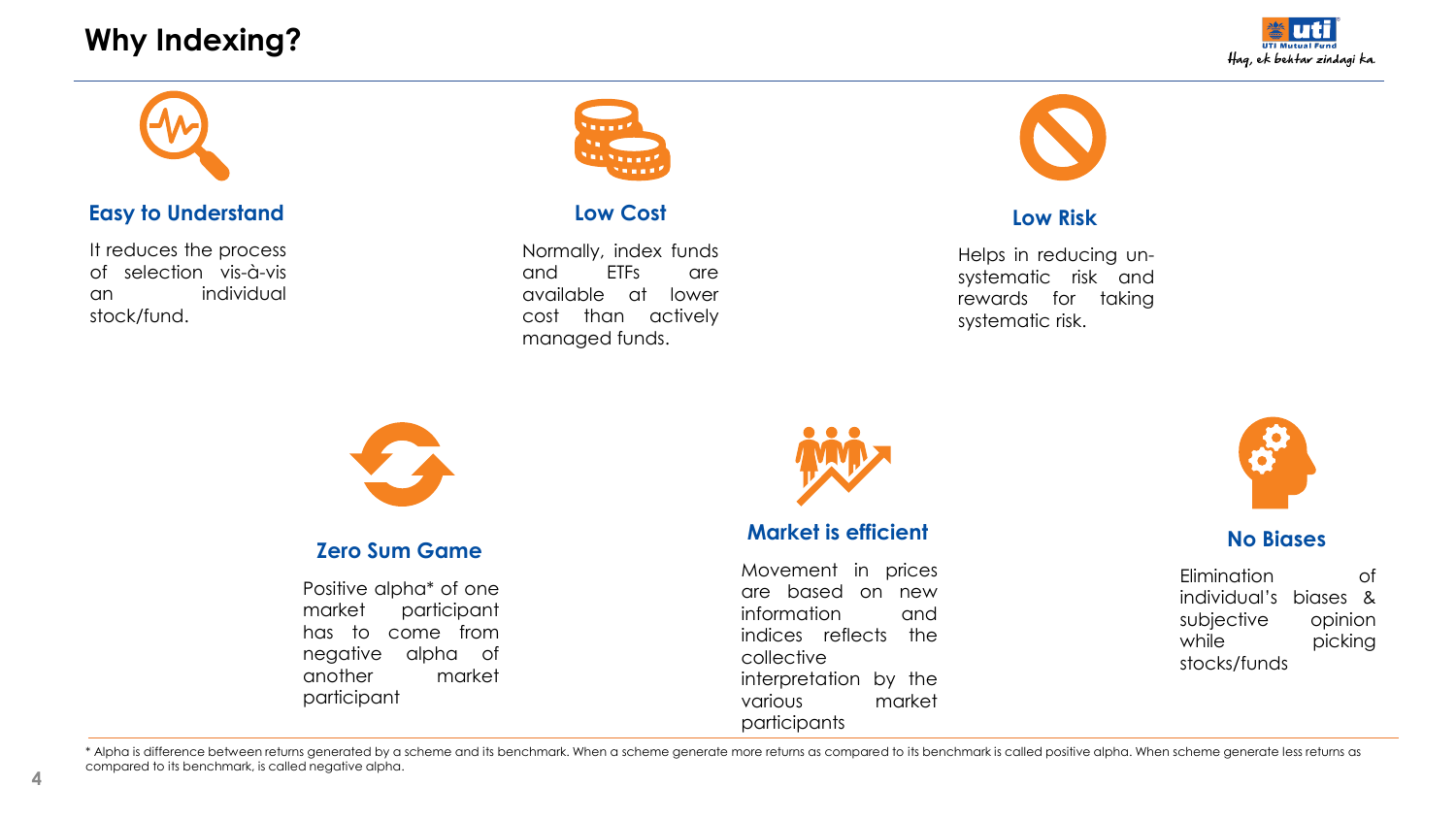# Why Indexing?

### Easy to Understand

It reduces the process of selection vis-à-vis an individual stock/fund.

### Low Cost

Normally, index funds and ETFs are available at lower cost than actively managed funds.

### Low Risk

Helps in reducing un-systematic risk and rewards for taking systematic risk.

### Zero Sum Game

Positive alpha* of one market participant has to come from negative alpha of another market participant

### Market is efficient

Movement in prices are based on new information and indices reflects the collective interpretation by the various market participants

### No Biases

Elimination of individual's biases & subjective opinion while picking stocks/funds

* Alpha is difference between returns generated by a scheme and its benchmark. When a scheme generate more returns as compared to its benchmark is called positive alpha. When scheme generate less returns as compared to its benchmark, is called negative alpha.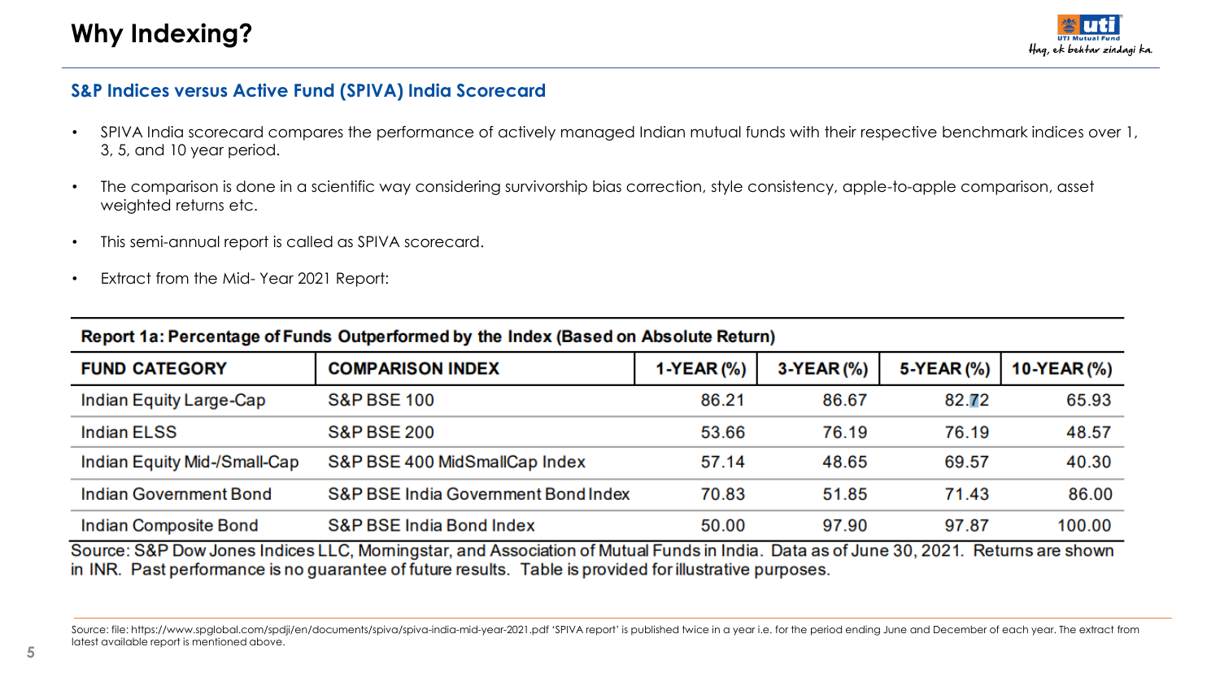# Why Indexing?

## S&P Indices versus Active Fund (SPIVA) India Scorecard

- SPIVA India scorecard compares the performance of actively managed Indian mutual funds with their respective benchmark indices over 1, 3, 5, and 10 year period.
- The comparison is done in a scientific way considering survivorship bias correction, style consistency, apple-to-apple comparison, asset weighted returns etc.
- This semi-annual report is called as SPIVA scorecard.
- Extract from the Mid- Year 2021 Report:

**Report 1a: Percentage of Funds Outperformed by the Index (Based on Absolute Return)**

| FUND CATEGORY | COMPARISON INDEX | 1-YEAR (%) | 3-YEAR (%) | 5-YEAR (%) | 10-YEAR (%) |
|---|---|---|---|---|---|
| Indian Equity Large-Cap | S&P BSE 100 | 86.21 | 86.67 | 82.72 | 65.93 |
| Indian ELSS | S&P BSE 200 | 53.66 | 76.19 | 76.19 | 48.57 |
| Indian Equity Mid-/Small-Cap | S&P BSE 400 MidSmallCap Index | 57.14 | 48.65 | 69.57 | 40.30 |
| Indian Government Bond | S&P BSE India Government Bond Index | 70.83 | 51.85 | 71.43 | 86.00 |
| Indian Composite Bond | S&P BSE India Bond Index | 50.00 | 97.90 | 97.87 | 100.00 |

Source: S&P Dow Jones Indices LLC, Morningstar, and Association of Mutual Funds in India. Data as of June 30, 2021. Returns are shown in INR. Past performance is no guarantee of future results. Table is provided for illustrative purposes.

Source: file: https://www.spglobal.com/spdji/en/documents/spiva/spiva-india-mid-year-2021.pdf 'SPIVA report' is published twice in a year i.e. for the period ending June and December of each year. The extract from latest available report is mentioned above.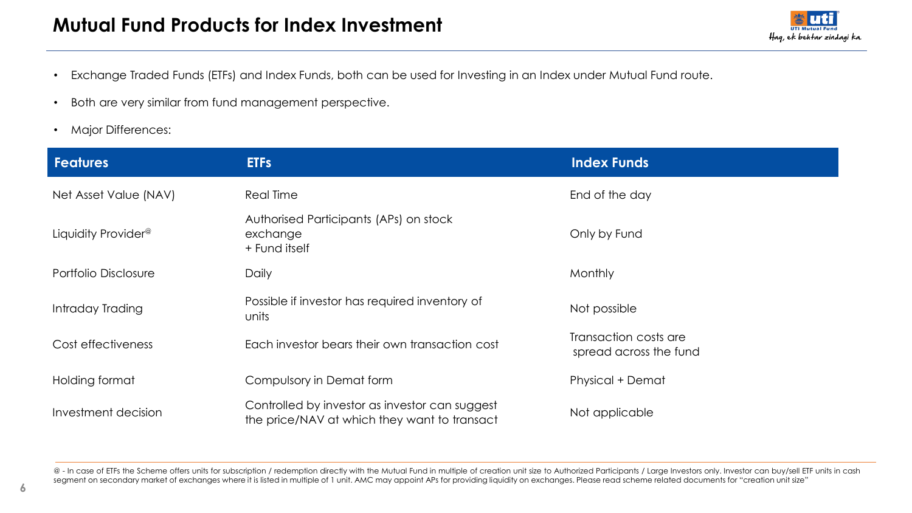# Mutual Fund Products for Index Investment

- Exchange Traded Funds (ETFs) and Index Funds, both can be used for Investing in an Index under Mutual Fund route.
- Both are very similar from fund management perspective.
- Major Differences:

| Features | ETFs | Index Funds |
| --- | --- | --- |
| Net Asset Value (NAV) | Real Time | End of the day |
| Liquidity Provider@ | Authorised Participants (APs) on stock exchange + Fund itself | Only by Fund |
| Portfolio Disclosure | Daily | Monthly |
| Intraday Trading | Possible if investor has required inventory of units | Not possible |
| Cost effectiveness | Each investor bears their own transaction cost | Transaction costs are spread across the fund |
| Holding format | Compulsory in Demat form | Physical + Demat |
| Investment decision | Controlled by investor as investor can suggest the price/NAV at which they want to transact | Not applicable |

@ - In case of ETFs the Scheme offers units for subscription / redemption directly with the Mutual Fund in multiple of creation unit size to Authorized Participants / Large Investors only. Investor can buy/sell ETF units in cash segment on secondary market of exchanges where it is listed in multiple of 1 unit. AMC may appoint APs for providing liquidity on exchanges. Please read scheme related documents for "creation unit size"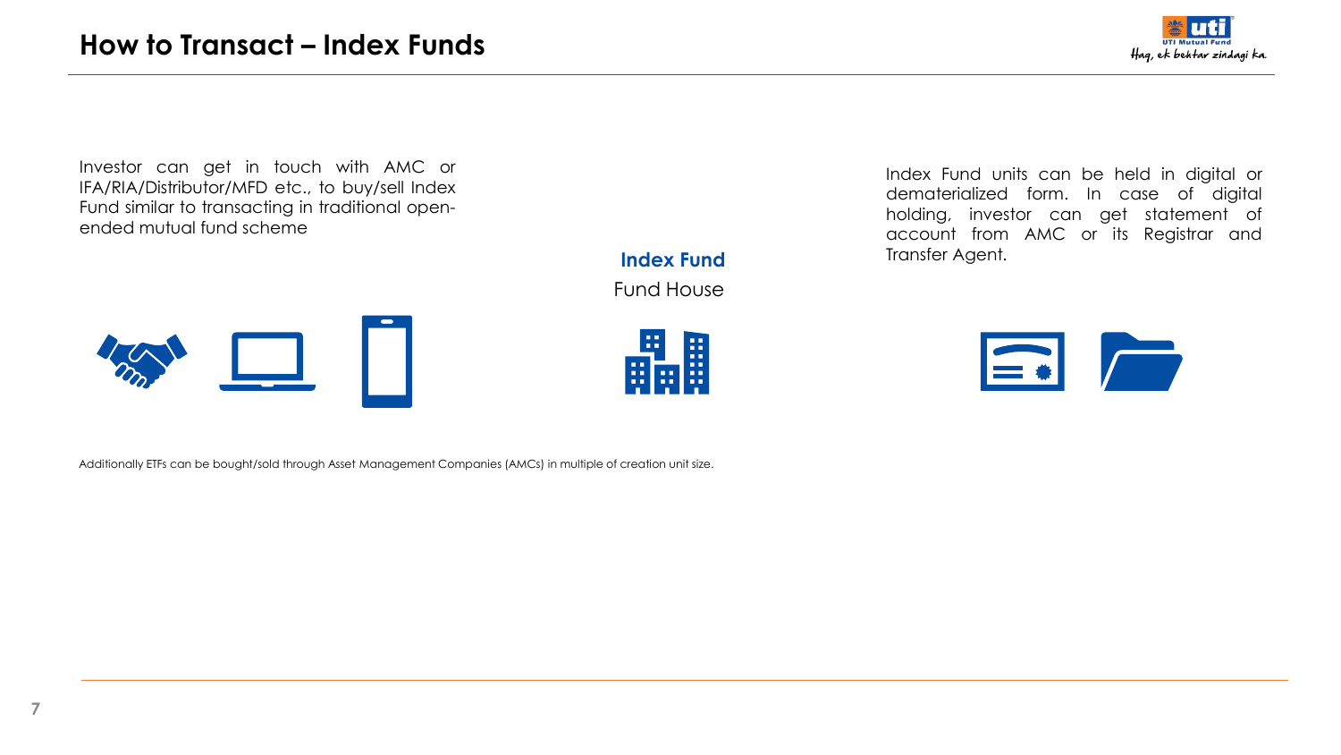# How to Transact – Index Funds

Investor can get in touch with AMC or IFA/RIA/Distributor/MFD etc., to buy/sell Index Fund similar to transacting in traditional open-ended mutual fund scheme

**Index Fund**

Fund House

Index Fund units can be held in digital or dematerialized form. In case of digital holding, investor can get statement of account from AMC or its Registrar and Transfer Agent.

Additionally ETFs can be bought/sold through Asset Management Companies (AMCs) in multiple of creation unit size.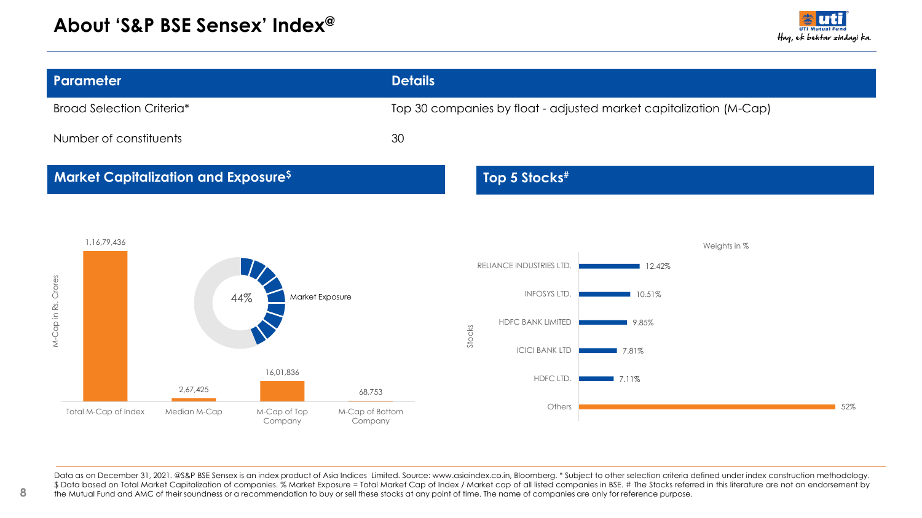# About 'S&P BSE Sensex' Index@

| Parameter | Details |
|---|---|
| Broad Selection Criteria* | Top 30 companies by float - adjusted market capitalization (M-Cap) |
| Number of constituents | 30 |

## Market Capitalization and Exposure$

M-Cap in Rs. Crores

| Total M-Cap of Index | Median M-Cap | M-Cap of Top Company | M-Cap of Bottom Company |
|---|---|---|---|
| 1,16,79,436 | 2,67,425 | 16,01,836 | 68,753 |

Market Exposure: 44%

## Top 5 Stocks#

Weights in %

| Stocks | Weights in % |
|---|---|
| RELIANCE INDUSTRIES LTD. | 12.42% |
| INFOSYS LTD. | 10.51% |
| HDFC BANK LIMITED | 9.85% |
| ICICI BANK LTD | 7.81% |
| HDFC LTD. | 7.11% |
| Others | 52% |

Data as on December 31, 2021. @S&P BSE Sensex is an index product of Asia Indices Limited. Source: www.asiaindex.co.in, Bloomberg. * Subject to other selection criteria defined under index construction methodology. $ Data based on Total Market Capitalization of companies. % Market Exposure = Total Market Cap of Index / Market cap of all listed companies in BSE. # The Stocks referred in this literature are not an endorsement by the Mutual Fund and AMC of their soundness or a recommendation to buy or sell these stocks at any point of time. The name of companies are only for reference purpose.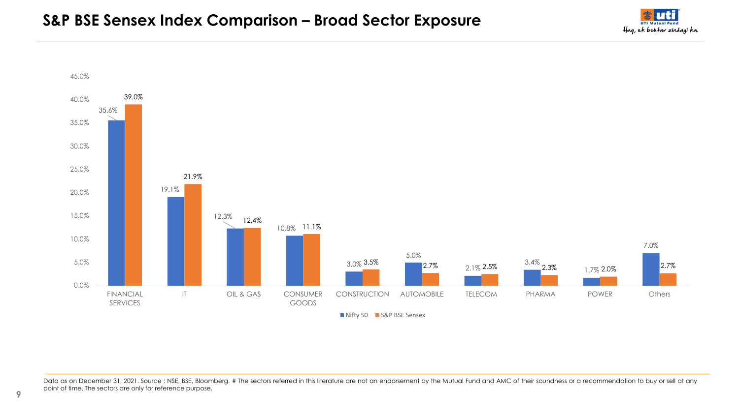# S&P BSE Sensex Index Comparison – Broad Sector Exposure

| Sector | Nifty 50 | S&P BSE Sensex |
|---|---|---|
| FINANCIAL SERVICES | 35.6% | 39.0% |
| IT | 19.1% | 21.9% |
| OIL & GAS | 12.3% | 12.4% |
| CONSUMER GOODS | 10.8% | 11.1% |
| CONSTRUCTION | 3.0% | 3.5% |
| AUTOMOBILE | 5.0% | 2.7% |
| TELECOM | 2.1% | 2.5% |
| PHARMA | 3.4% | 2.3% |
| POWER | 1.7% | 2.0% |
| Others | 7.0% | 2.7% |

Data as on December 31, 2021. Source : NSE, BSE, Bloomberg. # The sectors referred in this literature are not an endorsement by the Mutual Fund and AMC of their soundness or a recommendation to buy or sell at any point of time. The sectors are only for reference purpose.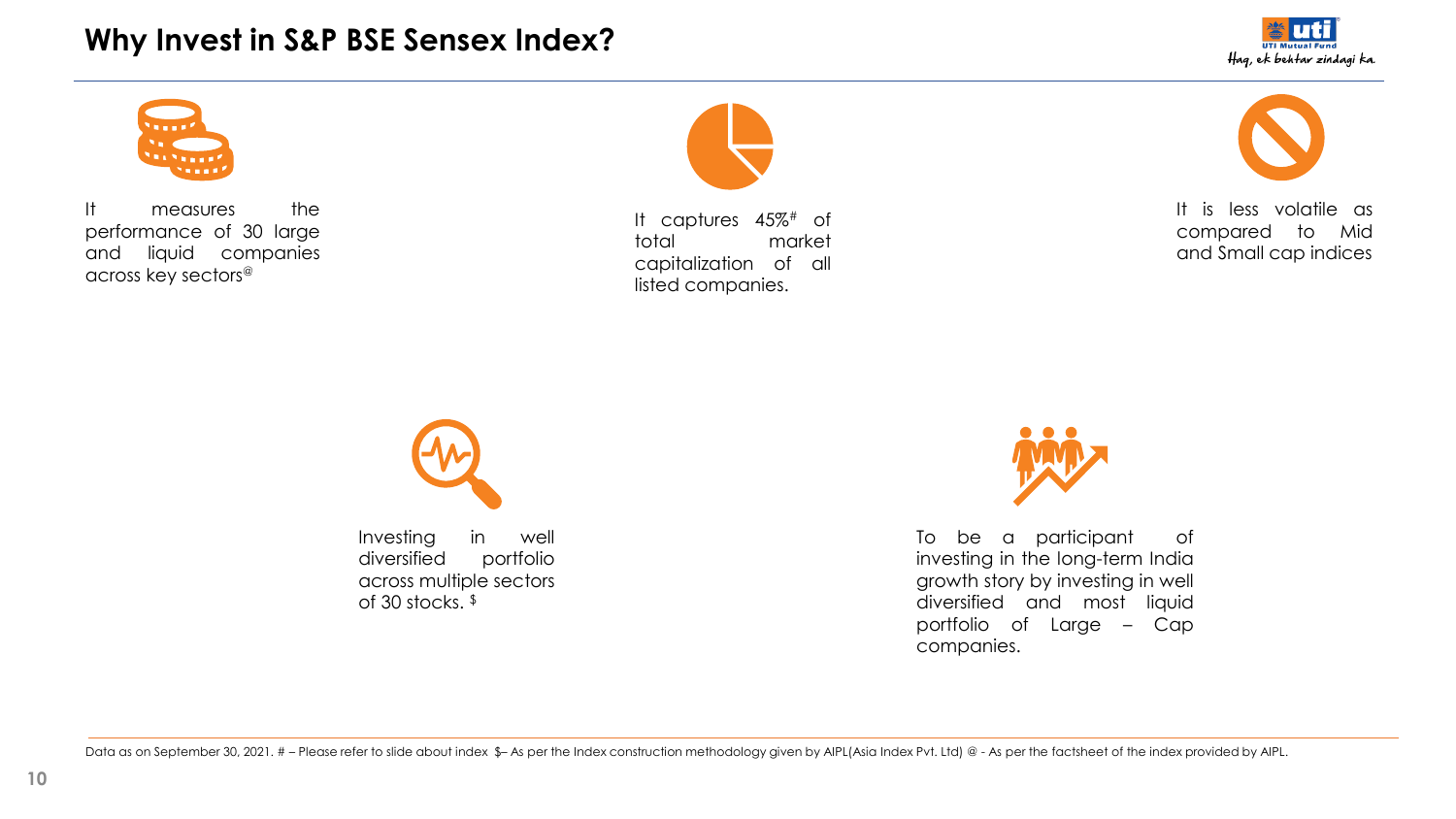# Why Invest in S&P BSE Sensex Index?

It measures the performance of 30 large and liquid companies across key sectors[@]

It captures 45%[#] of total market capitalization of all listed companies.

It is less volatile as compared to Mid and Small cap indices

Investing in well diversified portfolio across multiple sectors of 30 stocks. [$]

To be a participant of investing in the long-term India growth story by investing in well diversified and most liquid portfolio of Large – Cap companies.

Data as on September 30, 2021. # – Please refer to slide about index $– As per the Index construction methodology given by AIPL(Asia Index Pvt. Ltd) @ - As per the factsheet of the index provided by AIPL.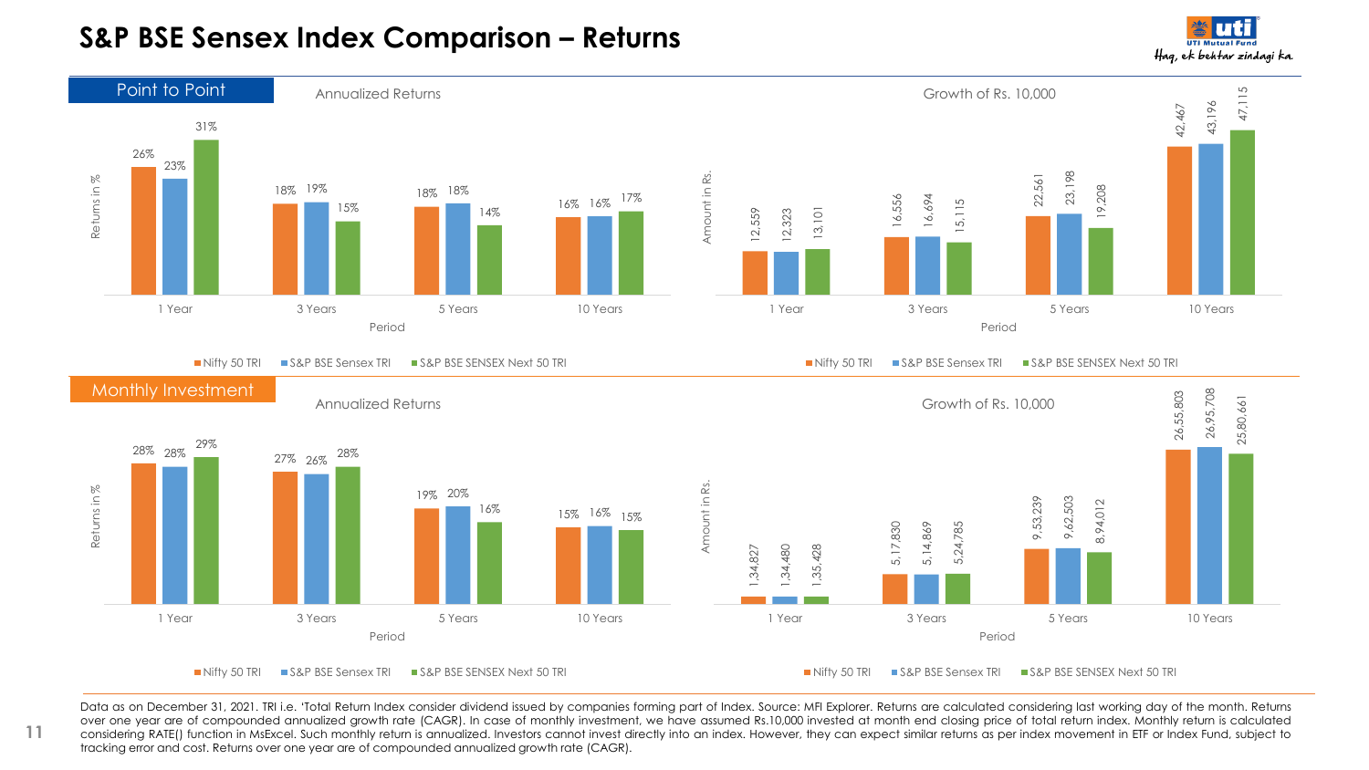# S&P BSE Sensex Index Comparison – Returns

## Point to Point

**Annualized Returns** (Returns in %)

| Period | Nifty 50 TRI | S&P BSE Sensex TRI | S&P BSE SENSEX Next 50 TRI |
|---|---|---|---|
| 1 Year | 26% | 23% | 31% |
| 3 Years | 18% | 19% | 15% |
| 5 Years | 18% | 18% | 14% |
| 10 Years | 16% | 16% | 17% |

**Growth of Rs. 10,000** (Amount in Rs.)

| Period | Nifty 50 TRI | S&P BSE Sensex TRI | S&P BSE SENSEX Next 50 TRI |
|---|---|---|---|
| 1 Year | 12,559 | 12,323 | 13,101 |
| 3 Years | 16,556 | 16,694 | 15,115 |
| 5 Years | 22,561 | 23,198 | 19,208 |
| 10 Years | 42,467 | 43,196 | 47,115 |

## Monthly Investment

**Annualized Returns** (Returns in %)

| Period | Nifty 50 TRI | S&P BSE Sensex TRI | S&P BSE SENSEX Next 50 TRI |
|---|---|---|---|
| 1 Year | 28% | 28% | 29% |
| 3 Years | 27% | 26% | 28% |
| 5 Years | 19% | 20% | 16% |
| 10 Years | 15% | 16% | 15% |

**Growth of Rs. 10,000** (Amount in Rs.)

| Period | Nifty 50 TRI | S&P BSE Sensex TRI | S&P BSE SENSEX Next 50 TRI |
|---|---|---|---|
| 1 Year | 1,34,827 | 1,34,480 | 1,35,428 |
| 3 Years | 5,17,830 | 5,14,869 | 5,24,785 |
| 5 Years | 9,53,239 | 9,62,503 | 8,94,012 |
| 10 Years | 26,55,803 | 26,95,708 | 25,80,661 |

Data as on December 31, 2021. TRI i.e. 'Total Return Index consider dividend issued by companies forming part of Index. Source: MFI Explorer. Returns are calculated considering last working day of the month. Returns over one year are of compounded annualized growth rate (CAGR). In case of monthly investment, we have assumed Rs.10,000 invested at month end closing price of total return index. Monthly return is calculated considering RATE() function in MsExcel. Such monthly return is annualized. Investors cannot invest directly into an index. However, they can expect similar returns as per index movement in ETF or Index Fund, subject to tracking error and cost. Returns over one year are of compounded annualized growth rate (CAGR).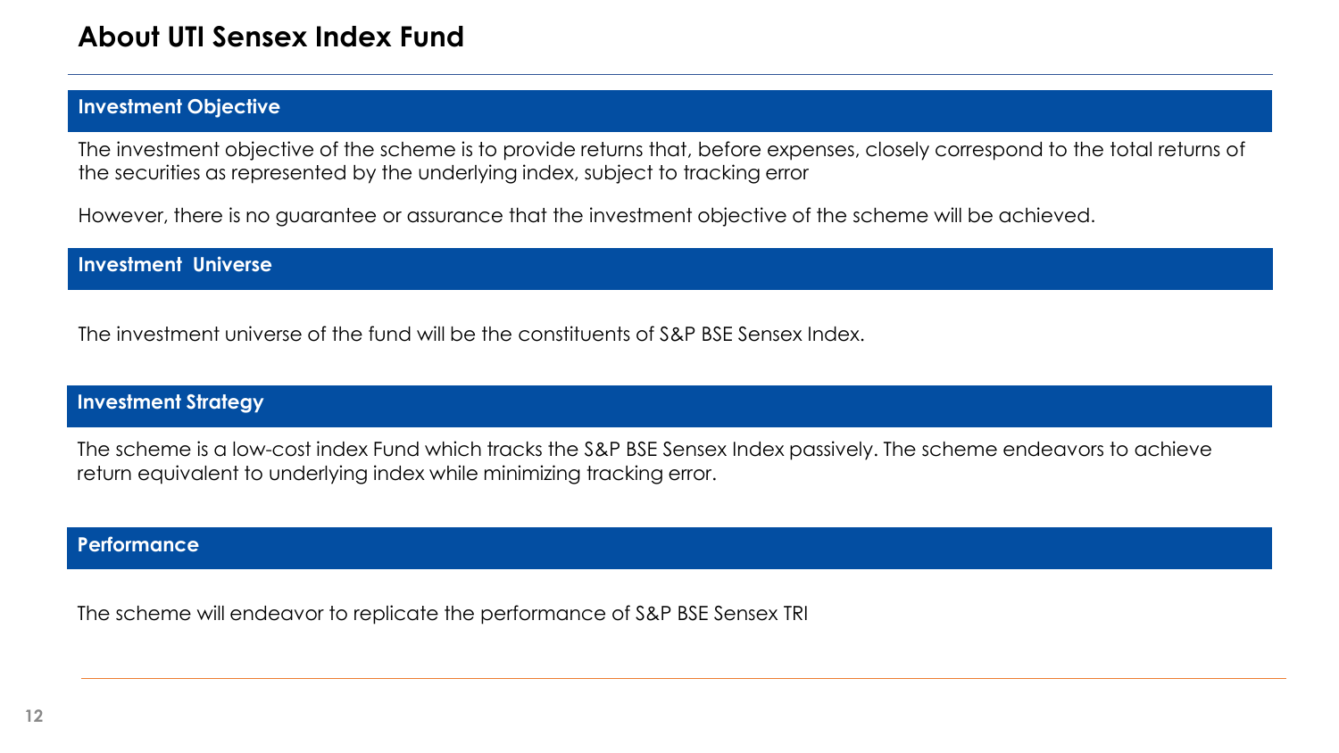# About UTI Sensex Index Fund

## Investment Objective

The investment objective of the scheme is to provide returns that, before expenses, closely correspond to the total returns of the securities as represented by the underlying index, subject to tracking error

However, there is no guarantee or assurance that the investment objective of the scheme will be achieved.

## Investment Universe

The investment universe of the fund will be the constituents of S&P BSE Sensex Index.

## Investment Strategy

The scheme is a low-cost index Fund which tracks the S&P BSE Sensex Index passively. The scheme endeavors to achieve return equivalent to underlying index while minimizing tracking error.

## Performance

The scheme will endeavor to replicate the performance of S&P BSE Sensex TRI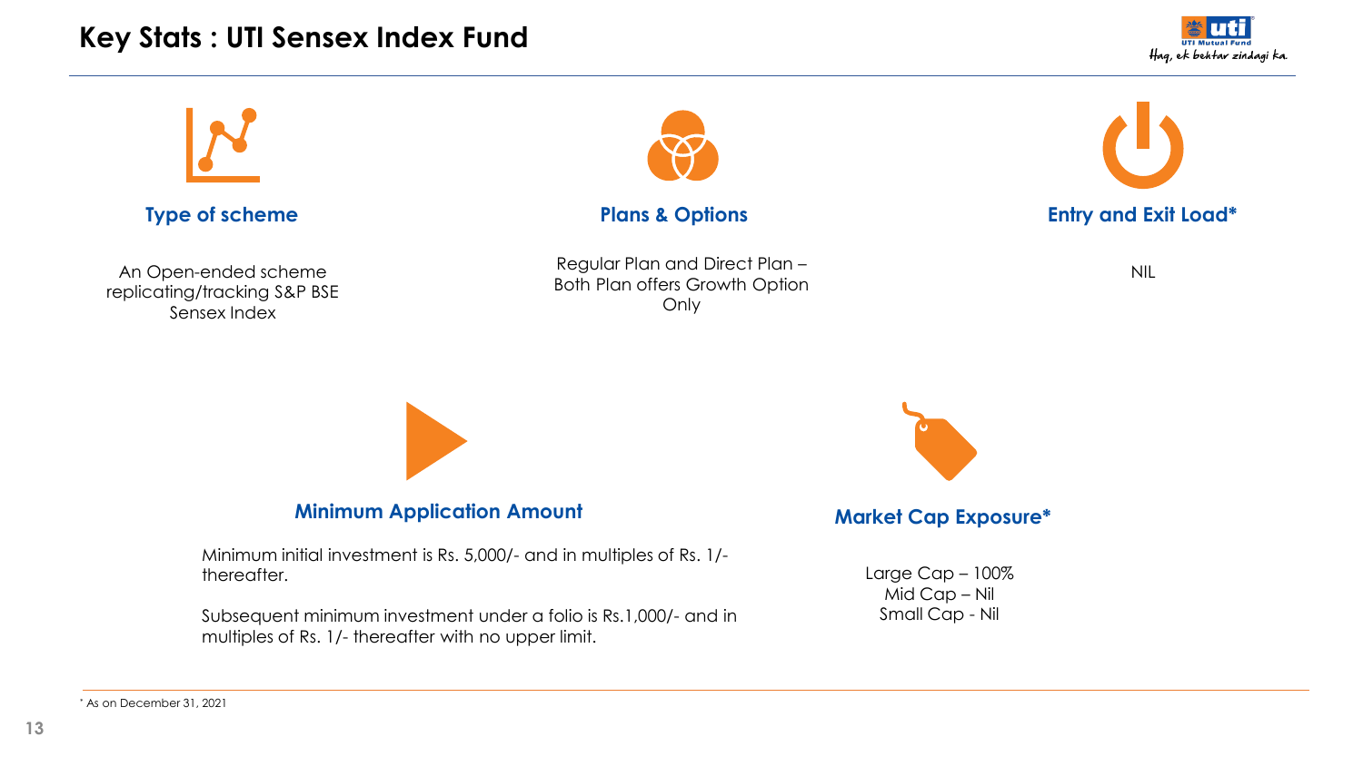# Key Stats : UTI Sensex Index Fund

### Type of scheme

An Open-ended scheme replicating/tracking S&P BSE Sensex Index

### Plans & Options

Regular Plan and Direct Plan – Both Plan offers Growth Option Only

### Entry and Exit Load*

NIL

### Minimum Application Amount

Minimum initial investment is Rs. 5,000/- and in multiples of Rs. 1/- thereafter.

Subsequent minimum investment under a folio is Rs.1,000/- and in multiples of Rs. 1/- thereafter with no upper limit.

### Market Cap Exposure*

Large Cap – 100%
Mid Cap – Nil
Small Cap - Nil

* As on December 31, 2021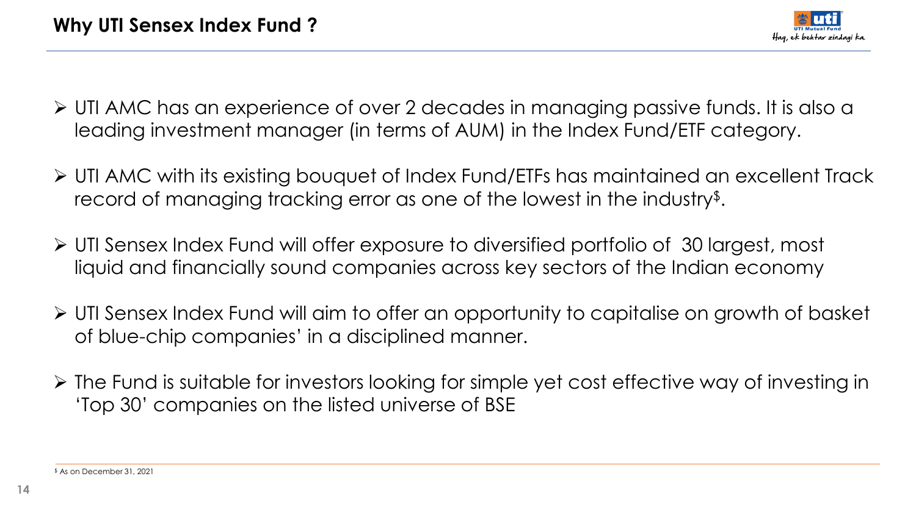# Why UTI Sensex Index Fund ?

- UTI AMC has an experience of over 2 decades in managing passive funds. It is also a leading investment manager (in terms of AUM) in the Index Fund/ETF category.
- UTI AMC with its existing bouquet of Index Fund/ETFs has maintained an excellent Track record of managing tracking error as one of the lowest in the industry[$].
- UTI Sensex Index Fund will offer exposure to diversified portfolio of 30 largest, most liquid and financially sound companies across key sectors of the Indian economy
- UTI Sensex Index Fund will aim to offer an opportunity to capitalise on growth of basket of blue-chip companies' in a disciplined manner.
- The Fund is suitable for investors looking for simple yet cost effective way of investing in 'Top 30' companies on the listed universe of BSE

[$] As on December 31, 2021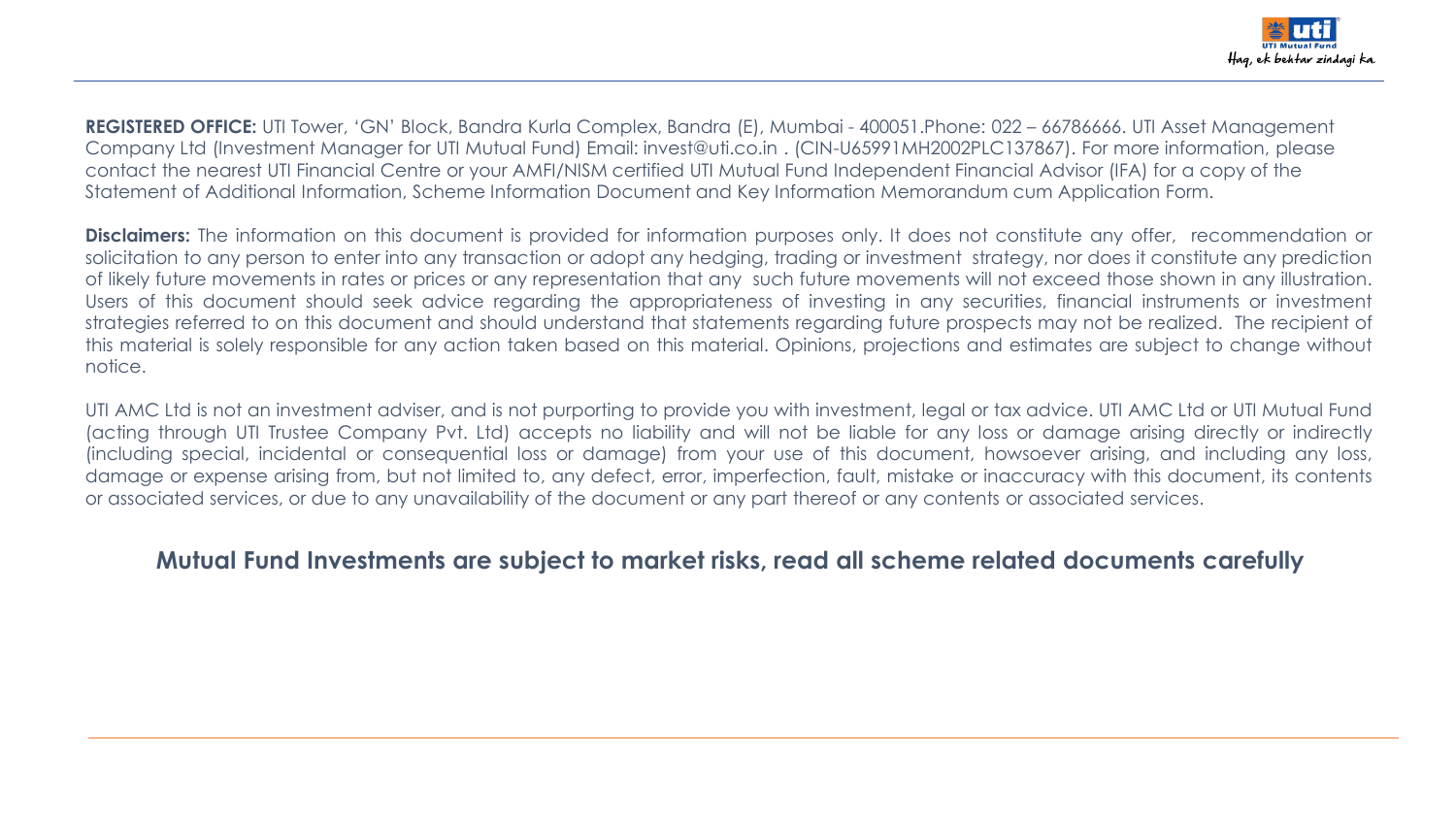**REGISTERED OFFICE:** UTI Tower, 'GN' Block, Bandra Kurla Complex, Bandra (E), Mumbai - 400051.Phone: 022 – 66786666. UTI Asset Management Company Ltd (Investment Manager for UTI Mutual Fund) Email: invest@uti.co.in . (CIN-U65991MH2002PLC137867). For more information, please contact the nearest UTI Financial Centre or your AMFI/NISM certified UTI Mutual Fund Independent Financial Advisor (IFA) for a copy of the Statement of Additional Information, Scheme Information Document and Key Information Memorandum cum Application Form.

**Disclaimers:** The information on this document is provided for information purposes only. It does not constitute any offer, recommendation or solicitation to any person to enter into any transaction or adopt any hedging, trading or investment strategy, nor does it constitute any prediction of likely future movements in rates or prices or any representation that any such future movements will not exceed those shown in any illustration. Users of this document should seek advice regarding the appropriateness of investing in any securities, financial instruments or investment strategies referred to on this document and should understand that statements regarding future prospects may not be realized. The recipient of this material is solely responsible for any action taken based on this material. Opinions, projections and estimates are subject to change without notice.

UTI AMC Ltd is not an investment adviser, and is not purporting to provide you with investment, legal or tax advice. UTI AMC Ltd or UTI Mutual Fund (acting through UTI Trustee Company Pvt. Ltd) accepts no liability and will not be liable for any loss or damage arising directly or indirectly (including special, incidental or consequential loss or damage) from your use of this document, howsoever arising, and including any loss, damage or expense arising from, but not limited to, any defect, error, imperfection, fault, mistake or inaccuracy with this document, its contents or associated services, or due to any unavailability of the document or any part thereof or any contents or associated services.

**Mutual Fund Investments are subject to market risks, read all scheme related documents carefully**